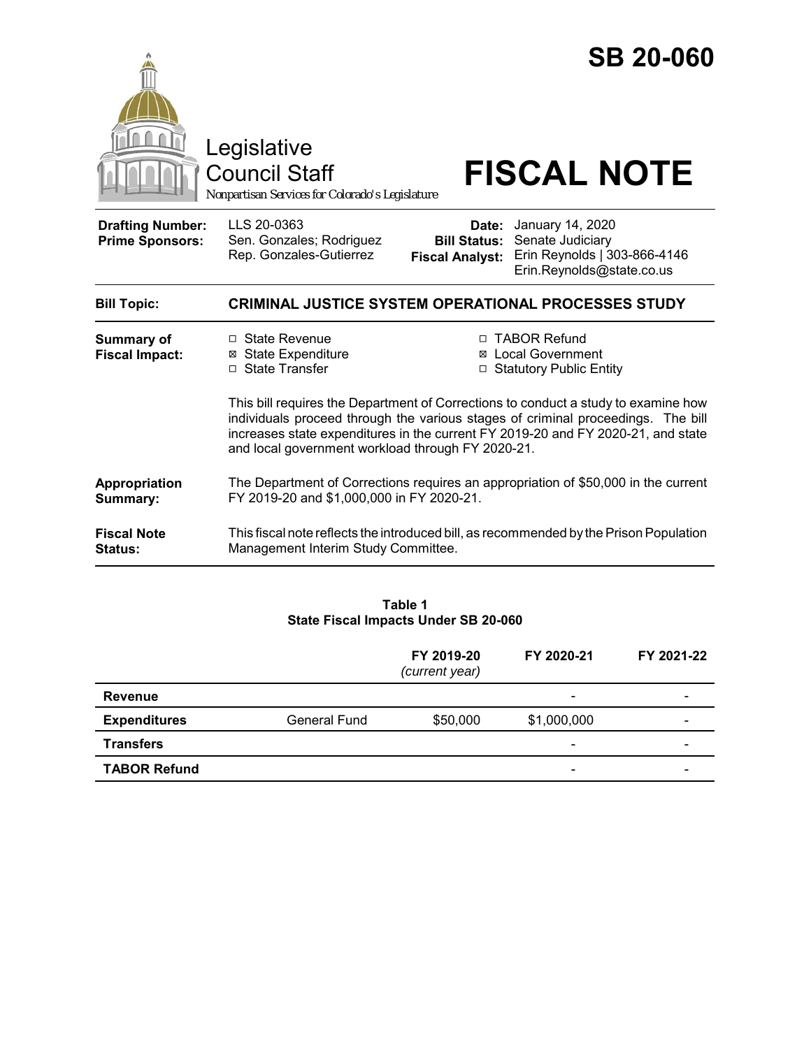# SB 20-060

Legislative Council Staff

*Nonpartisan Services for Colorado's Legislature*

# FISCAL NOTE

| | | | |
|---|---|---|---|
| **Drafting Number:** | LLS 20-0363 | **Date:** | January 14, 2020 |
| **Prime Sponsors:** | Sen. Gonzales; Rodriguez<br>Rep. Gonzales-Gutierrez | **Bill Status:** | Senate Judiciary |
| | | **Fiscal Analyst:** | Erin Reynolds \| 303-866-4146<br>Erin.Reynolds@state.co.us |

**Bill Topic:** **CRIMINAL JUSTICE SYSTEM OPERATIONAL PROCESSES STUDY**

**Summary of Fiscal Impact:**

- ☐ State Revenue
- ☒ State Expenditure
- ☐ State Transfer
- ☐ TABOR Refund
- ☒ Local Government
- ☐ Statutory Public Entity

This bill requires the Department of Corrections to conduct a study to examine how individuals proceed through the various stages of criminal proceedings. The bill increases state expenditures in the current FY 2019-20 and FY 2020-21, and state and local government workload through FY 2020-21.

**Appropriation Summary:** The Department of Corrections requires an appropriation of $50,000 in the current FY 2019-20 and $1,000,000 in FY 2020-21.

**Fiscal Note Status:** This fiscal note reflects the introduced bill, as recommended by the Prison Population Management Interim Study Committee.

**Table 1**
**State Fiscal Impacts Under SB 20-060**

| | | FY 2019-20 *(current year)* | FY 2020-21 | FY 2021-22 |
|---|---|---|---|---|
| **Revenue** | | | - | - |
| **Expenditures** | General Fund | $50,000 | $1,000,000 | - |
| **Transfers** | | | - | - |
| **TABOR Refund** | | | - | - |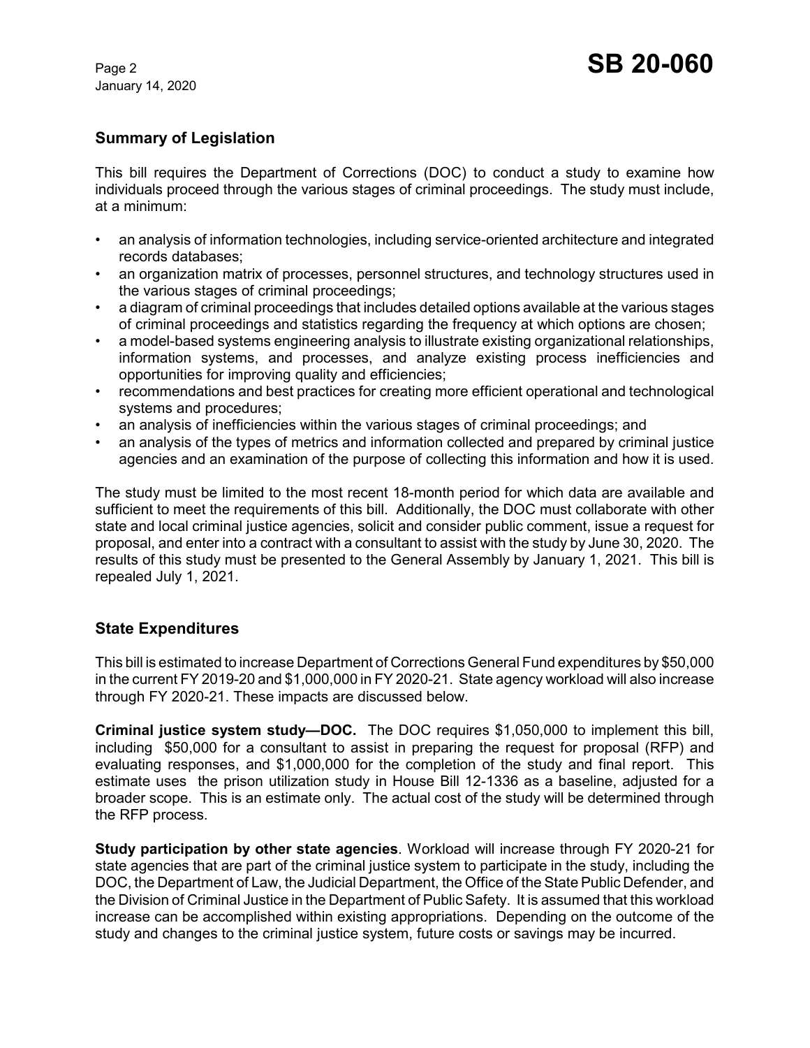## Summary of Legislation

This bill requires the Department of Corrections (DOC) to conduct a study to examine how individuals proceed through the various stages of criminal proceedings. The study must include, at a minimum:

- an analysis of information technologies, including service-oriented architecture and integrated records databases;
- an organization matrix of processes, personnel structures, and technology structures used in the various stages of criminal proceedings;
- a diagram of criminal proceedings that includes detailed options available at the various stages of criminal proceedings and statistics regarding the frequency at which options are chosen;
- a model-based systems engineering analysis to illustrate existing organizational relationships, information systems, and processes, and analyze existing process inefficiencies and opportunities for improving quality and efficiencies;
- recommendations and best practices for creating more efficient operational and technological systems and procedures;
- an analysis of inefficiencies within the various stages of criminal proceedings; and
- an analysis of the types of metrics and information collected and prepared by criminal justice agencies and an examination of the purpose of collecting this information and how it is used.

The study must be limited to the most recent 18-month period for which data are available and sufficient to meet the requirements of this bill. Additionally, the DOC must collaborate with other state and local criminal justice agencies, solicit and consider public comment, issue a request for proposal, and enter into a contract with a consultant to assist with the study by June 30, 2020. The results of this study must be presented to the General Assembly by January 1, 2021. This bill is repealed July 1, 2021.

## State Expenditures

This bill is estimated to increase Department of Corrections General Fund expenditures by $50,000 in the current FY 2019-20 and $1,000,000 in FY 2020-21. State agency workload will also increase through FY 2020-21. These impacts are discussed below.

**Criminal justice system study—DOC.** The DOC requires $1,050,000 to implement this bill, including $50,000 for a consultant to assist in preparing the request for proposal (RFP) and evaluating responses, and $1,000,000 for the completion of the study and final report. This estimate uses the prison utilization study in House Bill 12-1336 as a baseline, adjusted for a broader scope. This is an estimate only. The actual cost of the study will be determined through the RFP process.

**Study participation by other state agencies**. Workload will increase through FY 2020-21 for state agencies that are part of the criminal justice system to participate in the study, including the DOC, the Department of Law, the Judicial Department, the Office of the State Public Defender, and the Division of Criminal Justice in the Department of Public Safety. It is assumed that this workload increase can be accomplished within existing appropriations. Depending on the outcome of the study and changes to the criminal justice system, future costs or savings may be incurred.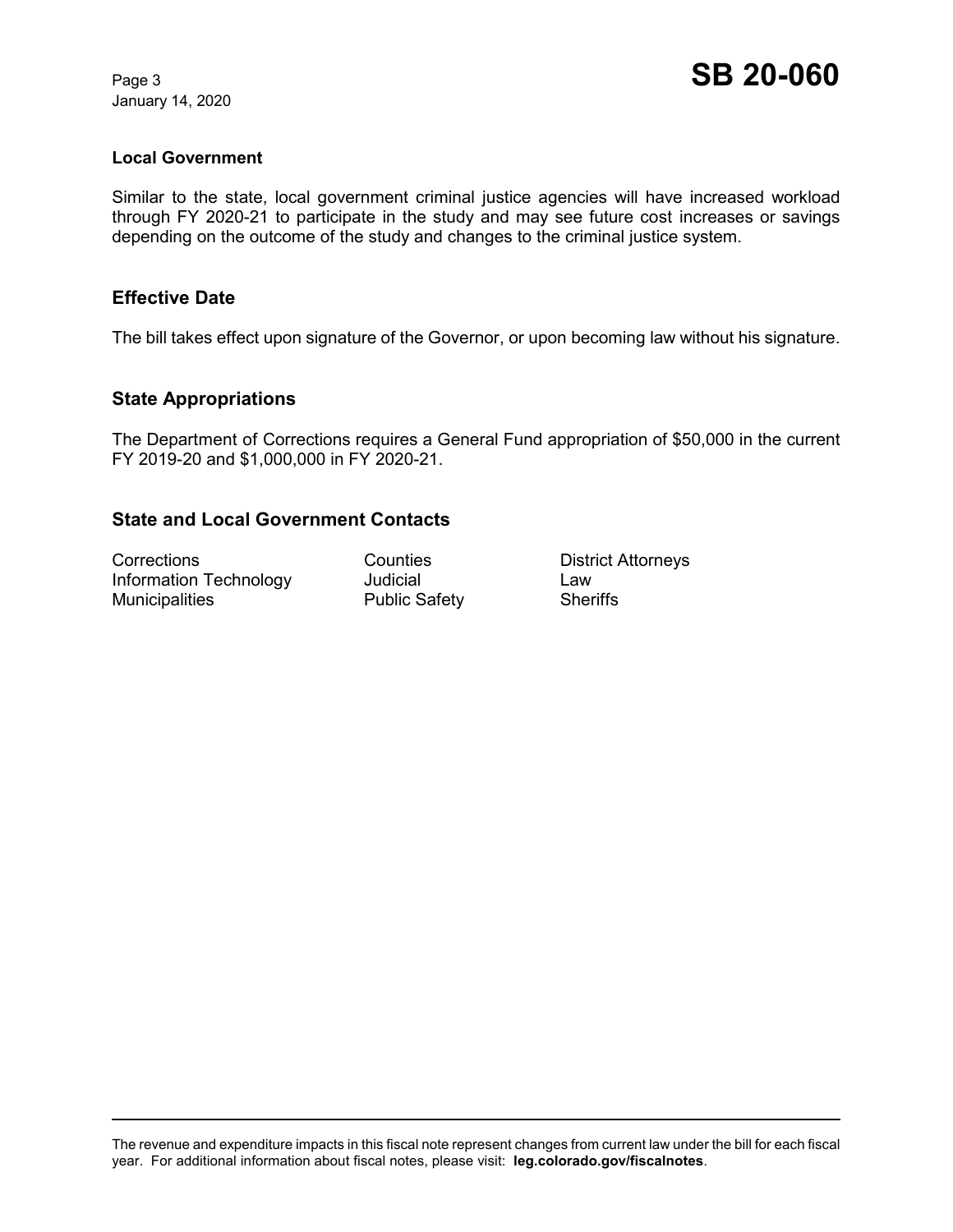### Local Government

Similar to the state, local government criminal justice agencies will have increased workload through FY 2020-21 to participate in the study and may see future cost increases or savings depending on the outcome of the study and changes to the criminal justice system.

## Effective Date

The bill takes effect upon signature of the Governor, or upon becoming law without his signature.

## State Appropriations

The Department of Corrections requires a General Fund appropriation of $50,000 in the current FY 2019-20 and $1,000,000 in FY 2020-21.

## State and Local Government Contacts

| | | |
|---|---|---|
| Corrections | Counties | District Attorneys |
| Information Technology | Judicial | Law |
| Municipalities | Public Safety | Sheriffs |

The revenue and expenditure impacts in this fiscal note represent changes from current law under the bill for each fiscal year. For additional information about fiscal notes, please visit: **leg.colorado.gov/fiscalnotes**.